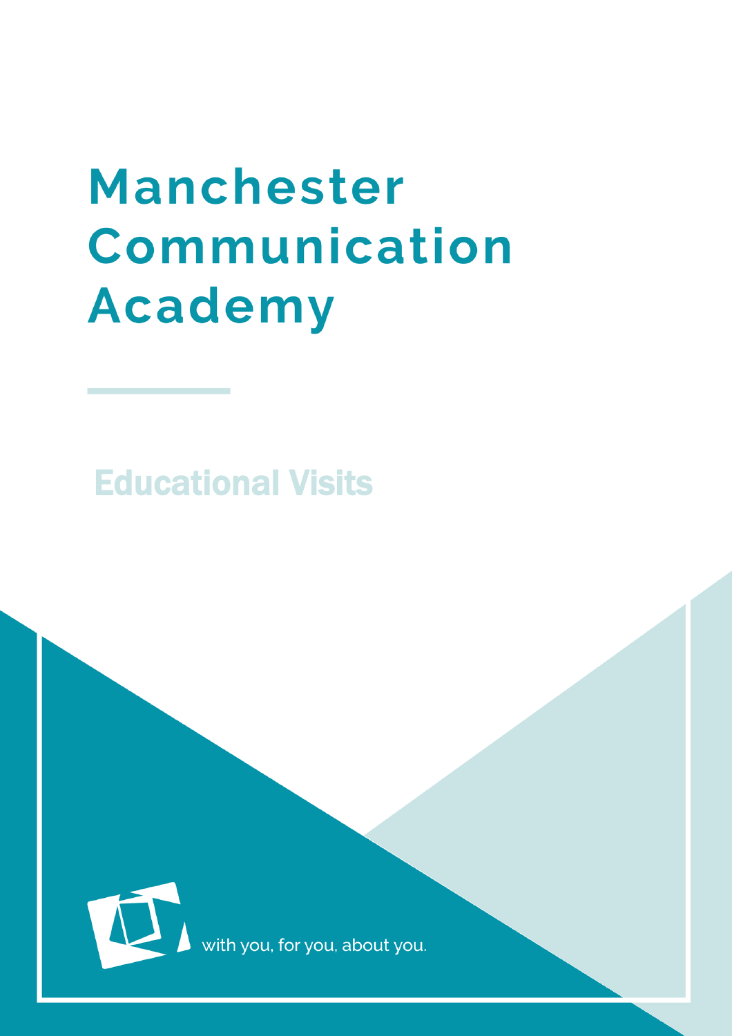# Manchester Communication Academy

## Educational Visits

with you, for you, about you.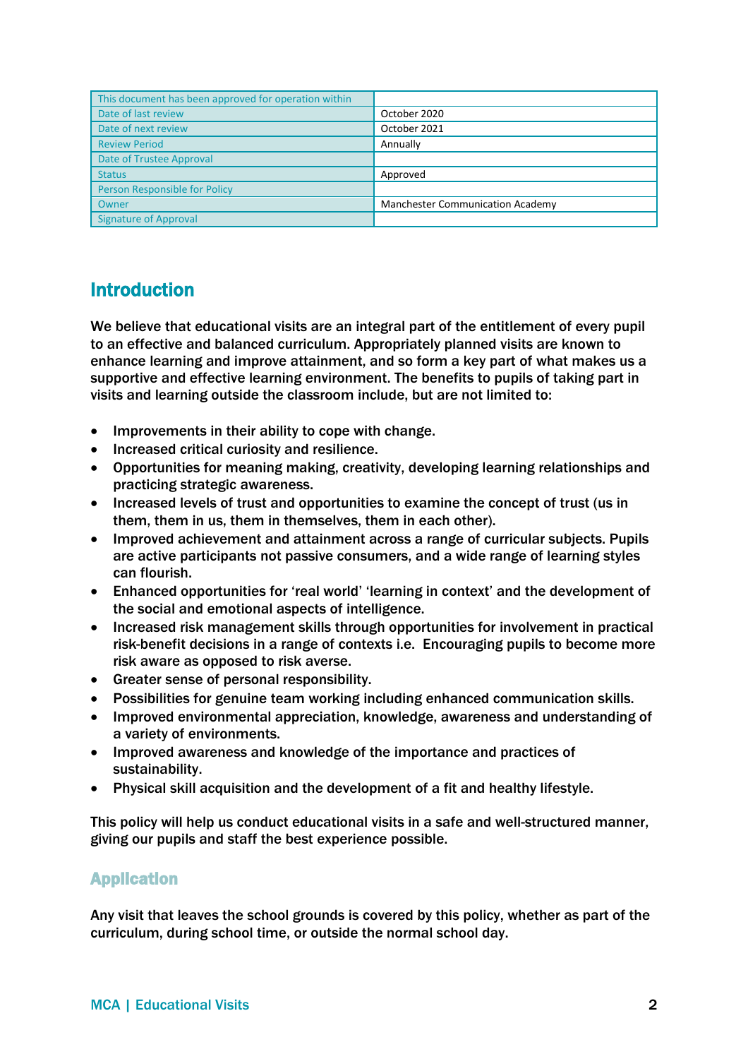| This document has been approved for operation within | |
|---|---|
| Date of last review | October 2020 |
| Date of next review | October 2021 |
| Review Period | Annually |
| Date of Trustee Approval | |
| Status | Approved |
| Person Responsible for Policy | |
| Owner | Manchester Communication Academy |
| Signature of Approval | |

## Introduction

We believe that educational visits are an integral part of the entitlement of every pupil to an effective and balanced curriculum. Appropriately planned visits are known to enhance learning and improve attainment, and so form a key part of what makes us a supportive and effective learning environment. The benefits to pupils of taking part in visits and learning outside the classroom include, but are not limited to:

- Improvements in their ability to cope with change.
- Increased critical curiosity and resilience.
- Opportunities for meaning making, creativity, developing learning relationships and practicing strategic awareness.
- Increased levels of trust and opportunities to examine the concept of trust (us in them, them in us, them in themselves, them in each other).
- Improved achievement and attainment across a range of curricular subjects. Pupils are active participants not passive consumers, and a wide range of learning styles can flourish.
- Enhanced opportunities for 'real world' 'learning in context' and the development of the social and emotional aspects of intelligence.
- Increased risk management skills through opportunities for involvement in practical risk-benefit decisions in a range of contexts i.e. Encouraging pupils to become more risk aware as opposed to risk averse.
- Greater sense of personal responsibility.
- Possibilities for genuine team working including enhanced communication skills.
- Improved environmental appreciation, knowledge, awareness and understanding of a variety of environments.
- Improved awareness and knowledge of the importance and practices of sustainability.
- Physical skill acquisition and the development of a fit and healthy lifestyle.

This policy will help us conduct educational visits in a safe and well-structured manner, giving our pupils and staff the best experience possible.

### Application

Any visit that leaves the school grounds is covered by this policy, whether as part of the curriculum, during school time, or outside the normal school day.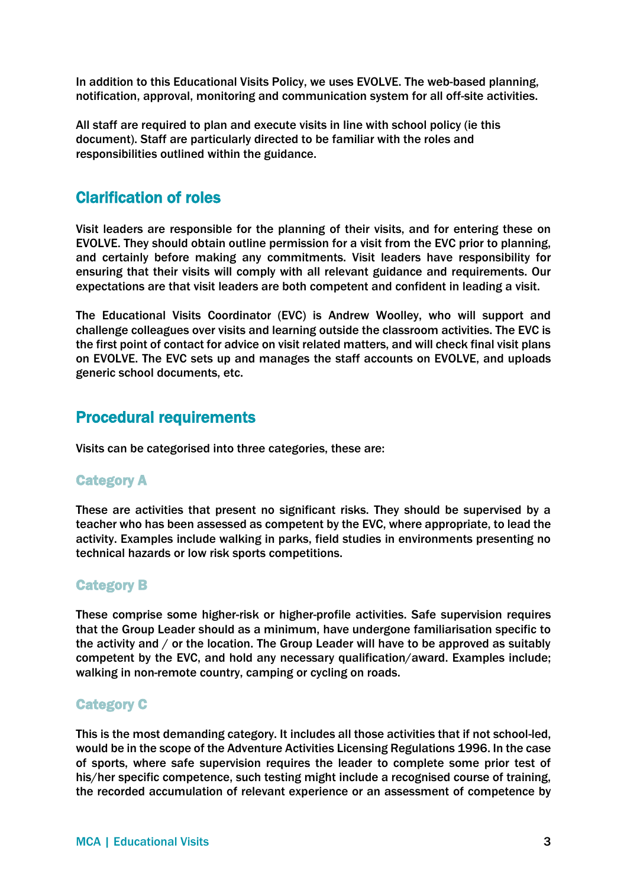In addition to this Educational Visits Policy, we uses EVOLVE. The web-based planning, notification, approval, monitoring and communication system for all off-site activities.

All staff are required to plan and execute visits in line with school policy (ie this document). Staff are particularly directed to be familiar with the roles and responsibilities outlined within the guidance.

## Clarification of roles

Visit leaders are responsible for the planning of their visits, and for entering these on EVOLVE. They should obtain outline permission for a visit from the EVC prior to planning, and certainly before making any commitments. Visit leaders have responsibility for ensuring that their visits will comply with all relevant guidance and requirements. Our expectations are that visit leaders are both competent and confident in leading a visit.

The Educational Visits Coordinator (EVC) is Andrew Woolley, who will support and challenge colleagues over visits and learning outside the classroom activities. The EVC is the first point of contact for advice on visit related matters, and will check final visit plans on EVOLVE. The EVC sets up and manages the staff accounts on EVOLVE, and uploads generic school documents, etc.

## Procedural requirements

Visits can be categorised into three categories, these are:

### Category A

These are activities that present no significant risks. They should be supervised by a teacher who has been assessed as competent by the EVC, where appropriate, to lead the activity. Examples include walking in parks, field studies in environments presenting no technical hazards or low risk sports competitions.

### Category B

These comprise some higher-risk or higher-profile activities. Safe supervision requires that the Group Leader should as a minimum, have undergone familiarisation specific to the activity and / or the location. The Group Leader will have to be approved as suitably competent by the EVC, and hold any necessary qualification/award. Examples include; walking in non-remote country, camping or cycling on roads.

### Category C

This is the most demanding category. It includes all those activities that if not school-led, would be in the scope of the Adventure Activities Licensing Regulations 1996. In the case of sports, where safe supervision requires the leader to complete some prior test of his/her specific competence, such testing might include a recognised course of training, the recorded accumulation of relevant experience or an assessment of competence by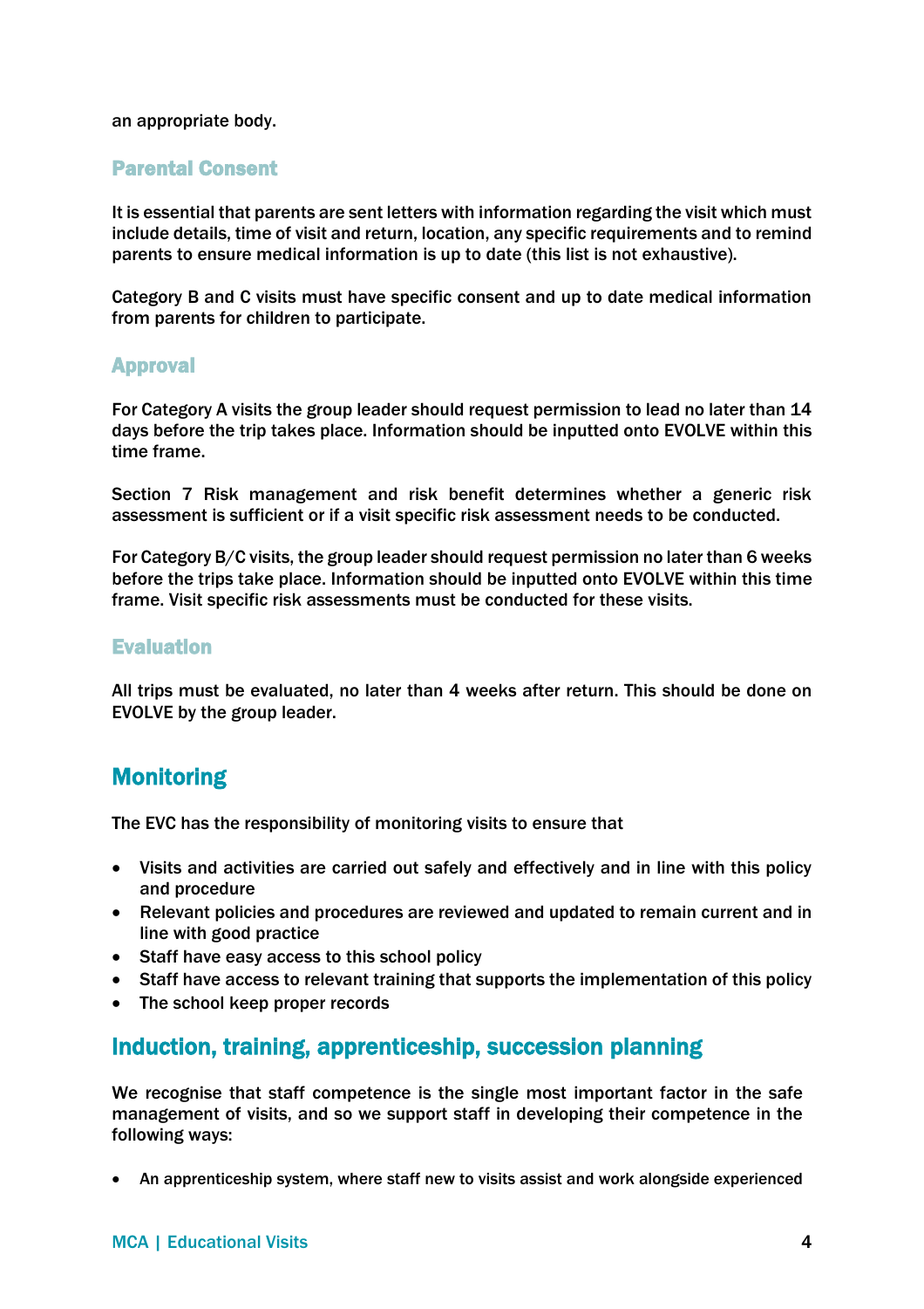an appropriate body.

### Parental Consent

It is essential that parents are sent letters with information regarding the visit which must include details, time of visit and return, location, any specific requirements and to remind parents to ensure medical information is up to date (this list is not exhaustive).

Category B and C visits must have specific consent and up to date medical information from parents for children to participate.

### Approval

For Category A visits the group leader should request permission to lead no later than 14 days before the trip takes place. Information should be inputted onto EVOLVE within this time frame.

Section 7 Risk management and risk benefit determines whether a generic risk assessment is sufficient or if a visit specific risk assessment needs to be conducted.

For Category B/C visits, the group leader should request permission no later than 6 weeks before the trips take place. Information should be inputted onto EVOLVE within this time frame. Visit specific risk assessments must be conducted for these visits.

### Evaluation

All trips must be evaluated, no later than 4 weeks after return. This should be done on EVOLVE by the group leader.

## Monitoring

The EVC has the responsibility of monitoring visits to ensure that

- Visits and activities are carried out safely and effectively and in line with this policy and procedure
- Relevant policies and procedures are reviewed and updated to remain current and in line with good practice
- Staff have easy access to this school policy
- Staff have access to relevant training that supports the implementation of this policy
- The school keep proper records

## Induction, training, apprenticeship, succession planning

We recognise that staff competence is the single most important factor in the safe management of visits, and so we support staff in developing their competence in the following ways:

- An apprenticeship system, where staff new to visits assist and work alongside experienced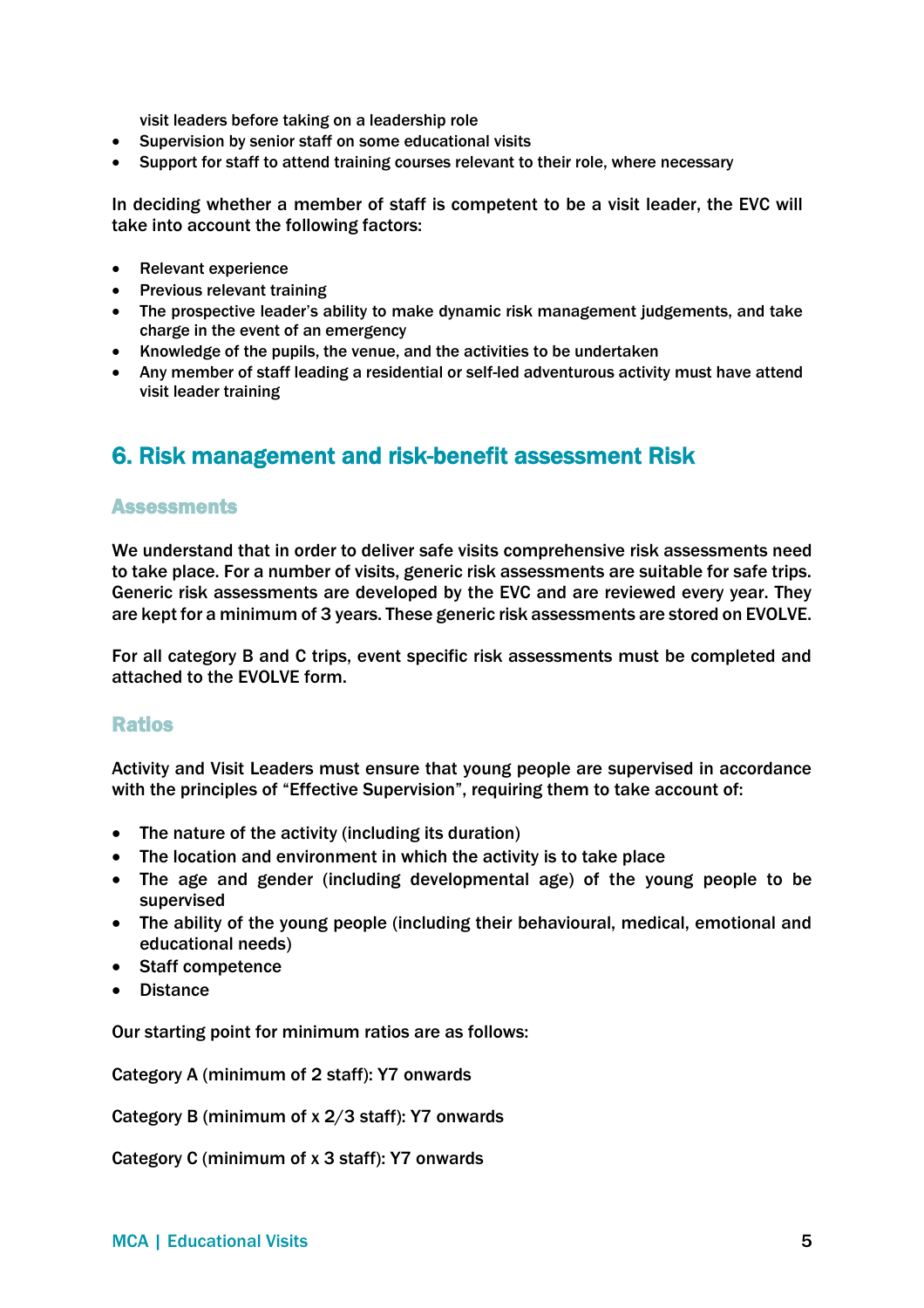visit leaders before taking on a leadership role

- Supervision by senior staff on some educational visits
- Support for staff to attend training courses relevant to their role, where necessary

In deciding whether a member of staff is competent to be a visit leader, the EVC will take into account the following factors:

- Relevant experience
- Previous relevant training
- The prospective leader's ability to make dynamic risk management judgements, and take charge in the event of an emergency
- Knowledge of the pupils, the venue, and the activities to be undertaken
- Any member of staff leading a residential or self-led adventurous activity must have attend visit leader training

## 6. Risk management and risk-benefit assessment Risk

### Assessments

We understand that in order to deliver safe visits comprehensive risk assessments need to take place. For a number of visits, generic risk assessments are suitable for safe trips. Generic risk assessments are developed by the EVC and are reviewed every year. They are kept for a minimum of 3 years. These generic risk assessments are stored on EVOLVE.

For all category B and C trips, event specific risk assessments must be completed and attached to the EVOLVE form.

### Ratios

Activity and Visit Leaders must ensure that young people are supervised in accordance with the principles of "Effective Supervision", requiring them to take account of:

- The nature of the activity (including its duration)
- The location and environment in which the activity is to take place
- The age and gender (including developmental age) of the young people to be supervised
- The ability of the young people (including their behavioural, medical, emotional and educational needs)
- Staff competence
- Distance

Our starting point for minimum ratios are as follows:

Category A (minimum of 2 staff): Y7 onwards

Category B (minimum of x 2/3 staff): Y7 onwards

Category C (minimum of x 3 staff): Y7 onwards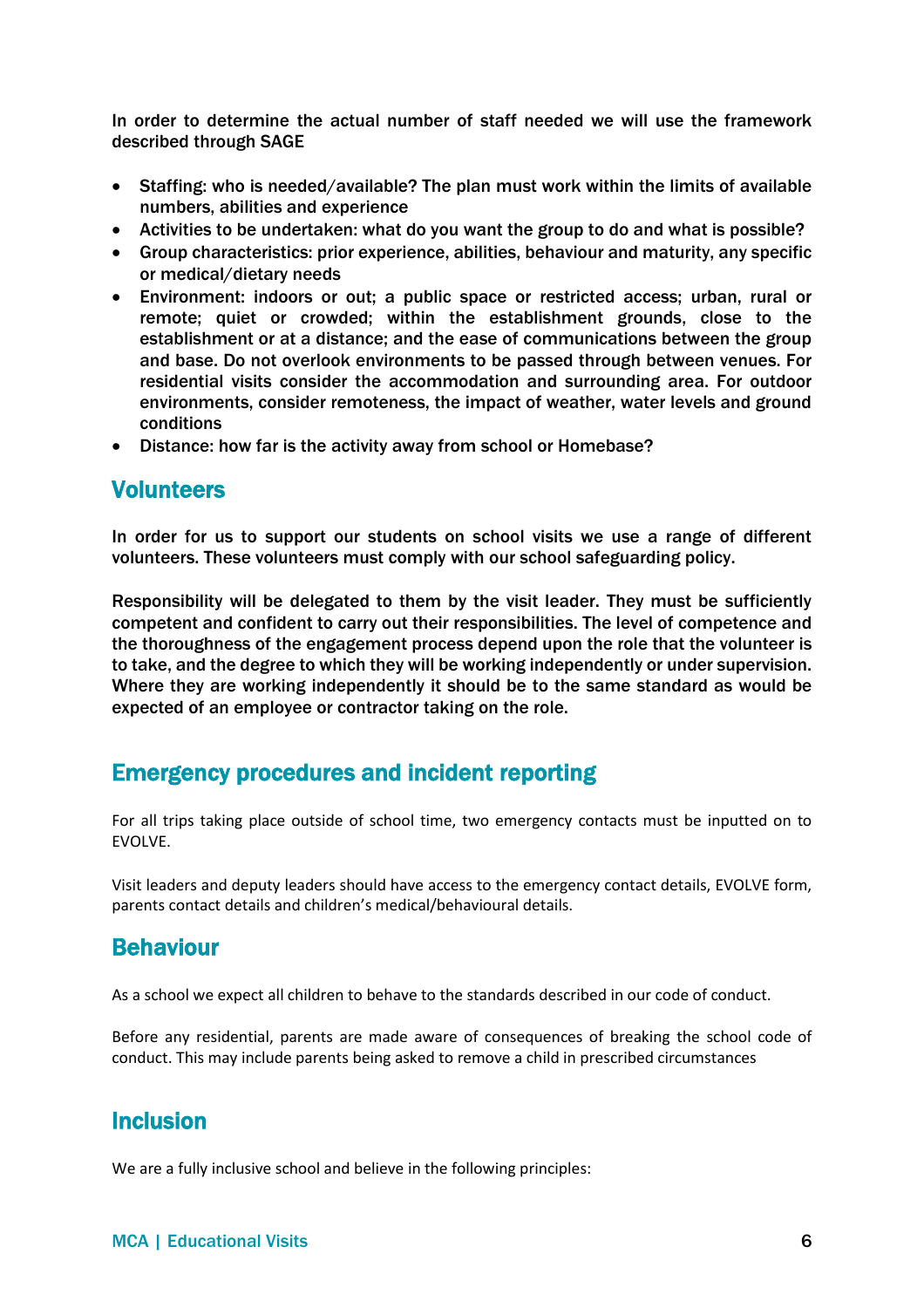In order to determine the actual number of staff needed we will use the framework described through SAGE

- Staffing: who is needed/available? The plan must work within the limits of available numbers, abilities and experience
- Activities to be undertaken: what do you want the group to do and what is possible?
- Group characteristics: prior experience, abilities, behaviour and maturity, any specific or medical/dietary needs
- Environment: indoors or out; a public space or restricted access; urban, rural or remote; quiet or crowded; within the establishment grounds, close to the establishment or at a distance; and the ease of communications between the group and base. Do not overlook environments to be passed through between venues. For residential visits consider the accommodation and surrounding area. For outdoor environments, consider remoteness, the impact of weather, water levels and ground conditions
- Distance: how far is the activity away from school or Homebase?

## Volunteers

In order for us to support our students on school visits we use a range of different volunteers. These volunteers must comply with our school safeguarding policy.

Responsibility will be delegated to them by the visit leader. They must be sufficiently competent and confident to carry out their responsibilities. The level of competence and the thoroughness of the engagement process depend upon the role that the volunteer is to take, and the degree to which they will be working independently or under supervision. Where they are working independently it should be to the same standard as would be expected of an employee or contractor taking on the role.

## Emergency procedures and incident reporting

For all trips taking place outside of school time, two emergency contacts must be inputted on to EVOLVE.

Visit leaders and deputy leaders should have access to the emergency contact details, EVOLVE form, parents contact details and children's medical/behavioural details.

## Behaviour

As a school we expect all children to behave to the standards described in our code of conduct.

Before any residential, parents are made aware of consequences of breaking the school code of conduct. This may include parents being asked to remove a child in prescribed circumstances

## Inclusion

We are a fully inclusive school and believe in the following principles: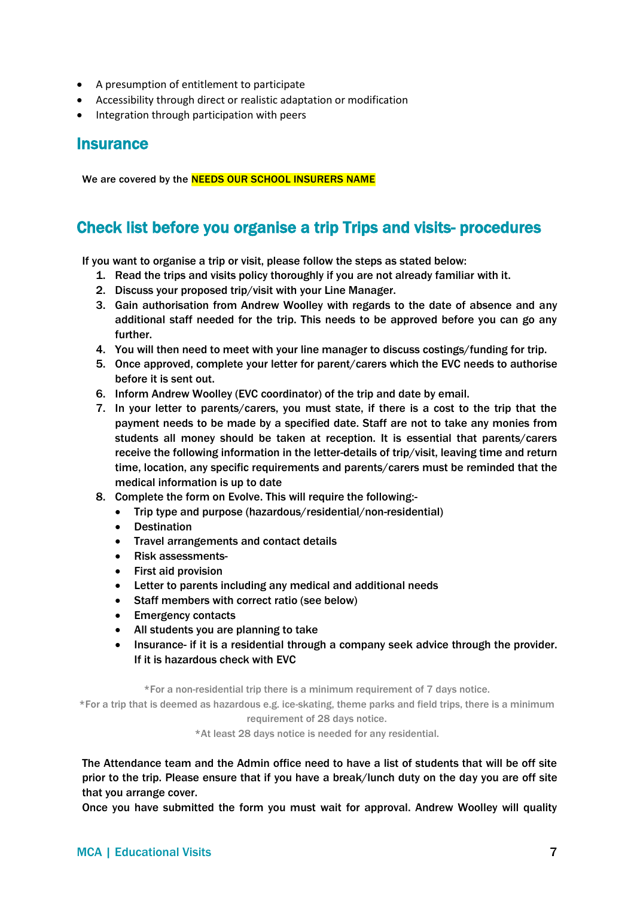- A presumption of entitlement to participate
- Accessibility through direct or realistic adaptation or modification
- Integration through participation with peers

## Insurance

We are covered by the NEEDS OUR SCHOOL INSURERS NAME

## Check list before you organise a trip Trips and visits- procedures

If you want to organise a trip or visit, please follow the steps as stated below:

1. Read the trips and visits policy thoroughly if you are not already familiar with it.
2. Discuss your proposed trip/visit with your Line Manager.
3. Gain authorisation from Andrew Woolley with regards to the date of absence and any additional staff needed for the trip. This needs to be approved before you can go any further.
4. You will then need to meet with your line manager to discuss costings/funding for trip.
5. Once approved, complete your letter for parent/carers which the EVC needs to authorise before it is sent out.
6. Inform Andrew Woolley (EVC coordinator) of the trip and date by email.
7. In your letter to parents/carers, you must state, if there is a cost to the trip that the payment needs to be made by a specified date. Staff are not to take any monies from students all money should be taken at reception. It is essential that parents/carers receive the following information in the letter-details of trip/visit, leaving time and return time, location, any specific requirements and parents/carers must be reminded that the medical information is up to date
8. Complete the form on Evolve. This will require the following:-
   - Trip type and purpose (hazardous/residential/non-residential)
   - Destination
   - Travel arrangements and contact details
   - Risk assessments-
   - First aid provision
   - Letter to parents including any medical and additional needs
   - Staff members with correct ratio (see below)
   - Emergency contacts
   - All students you are planning to take
   - Insurance- if it is a residential through a company seek advice through the provider. If it is hazardous check with EVC

*For a non-residential trip there is a minimum requirement of 7 days notice.

*For a trip that is deemed as hazardous e.g. ice-skating, theme parks and field trips, there is a minimum requirement of 28 days notice.

*At least 28 days notice is needed for any residential.

The Attendance team and the Admin office need to have a list of students that will be off site prior to the trip. Please ensure that if you have a break/lunch duty on the day you are off site that you arrange cover.

Once you have submitted the form you must wait for approval. Andrew Woolley will quality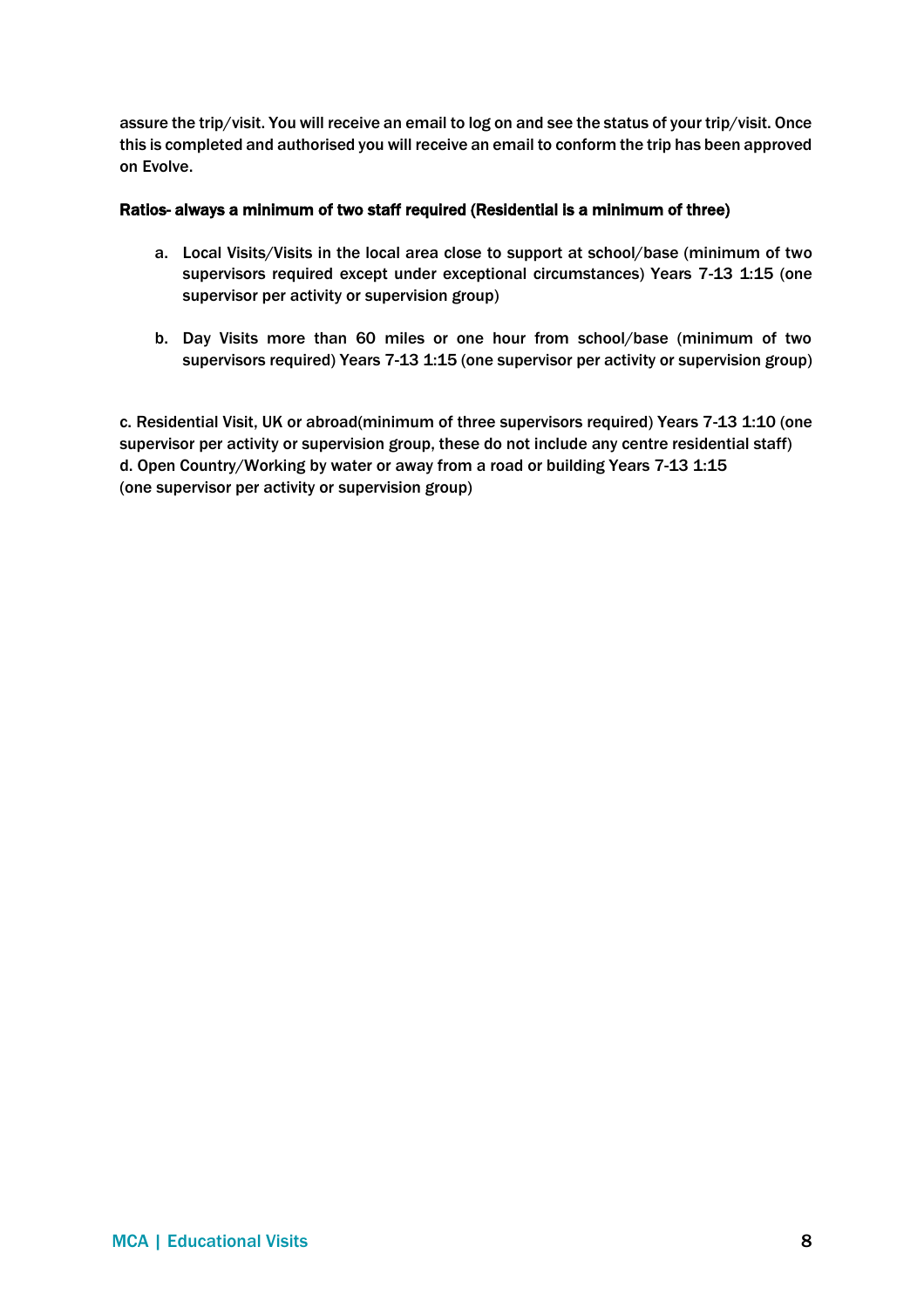assure the trip/visit. You will receive an email to log on and see the status of your trip/visit. Once this is completed and authorised you will receive an email to conform the trip has been approved on Evolve.

**Ratios- always a minimum of two staff required (Residential is a minimum of three)**

a. Local Visits/Visits in the local area close to support at school/base (minimum of two supervisors required except under exceptional circumstances) Years 7-13 1:15 (one supervisor per activity or supervision group)

b. Day Visits more than 60 miles or one hour from school/base (minimum of two supervisors required) Years 7-13 1:15 (one supervisor per activity or supervision group)

c. Residential Visit, UK or abroad(minimum of three supervisors required) Years 7-13 1:10 (one supervisor per activity or supervision group, these do not include any centre residential staff)
d. Open Country/Working by water or away from a road or building Years 7-13 1:15 (one supervisor per activity or supervision group)